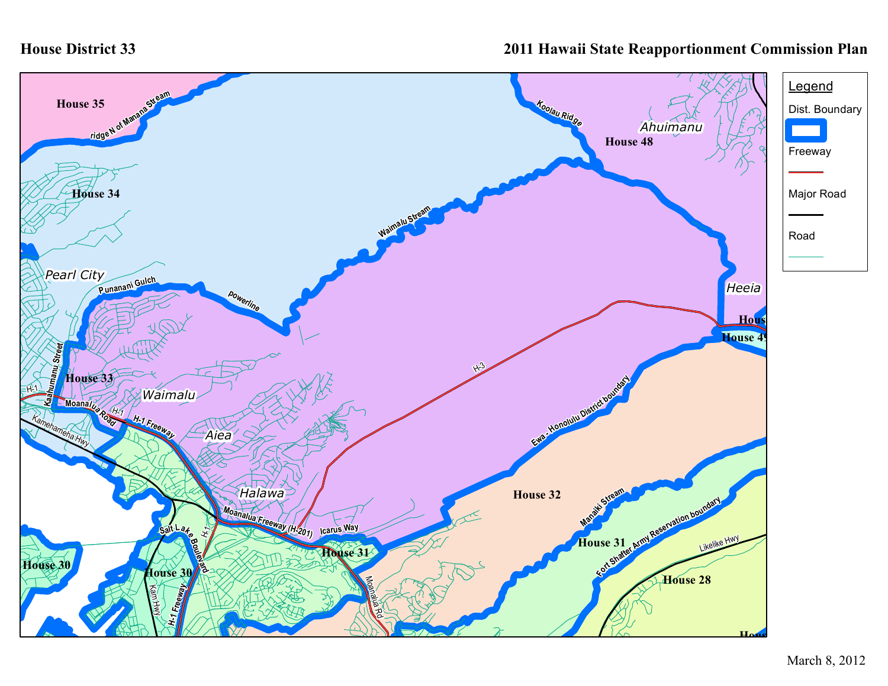# House District 33

## 2011 Hawaii State Reapportionment Commission Plan

**Legend**

- Dist. Boundary
- Freeway
- Major Road
- Road

House 35

ridge N of Manana Stream

House 34

Pearl City

Punanani Gulch

powerline

Waimalu Stream

Koolau Ridge

Ahuimanu

House 48

Heeia

House 49

Kaahumanu Street

House 33

H-1

Waimalu

Moanalua Road

H-1 Freeway

Kamehameha Hwy

Aiea

H-3

Ewa - Honolulu District boundary

Halawa

House 32

Moanalua Freeway (H-201)

Icarus Way

Salt Lake Boulevard

House 31

Manaiki Stream

House 30

Kam Hwy

H-1 Freeway

Moanalua Rd

Fort Shafter Army Reservation boundary

Likelike Hwy

House 28

March 8, 2012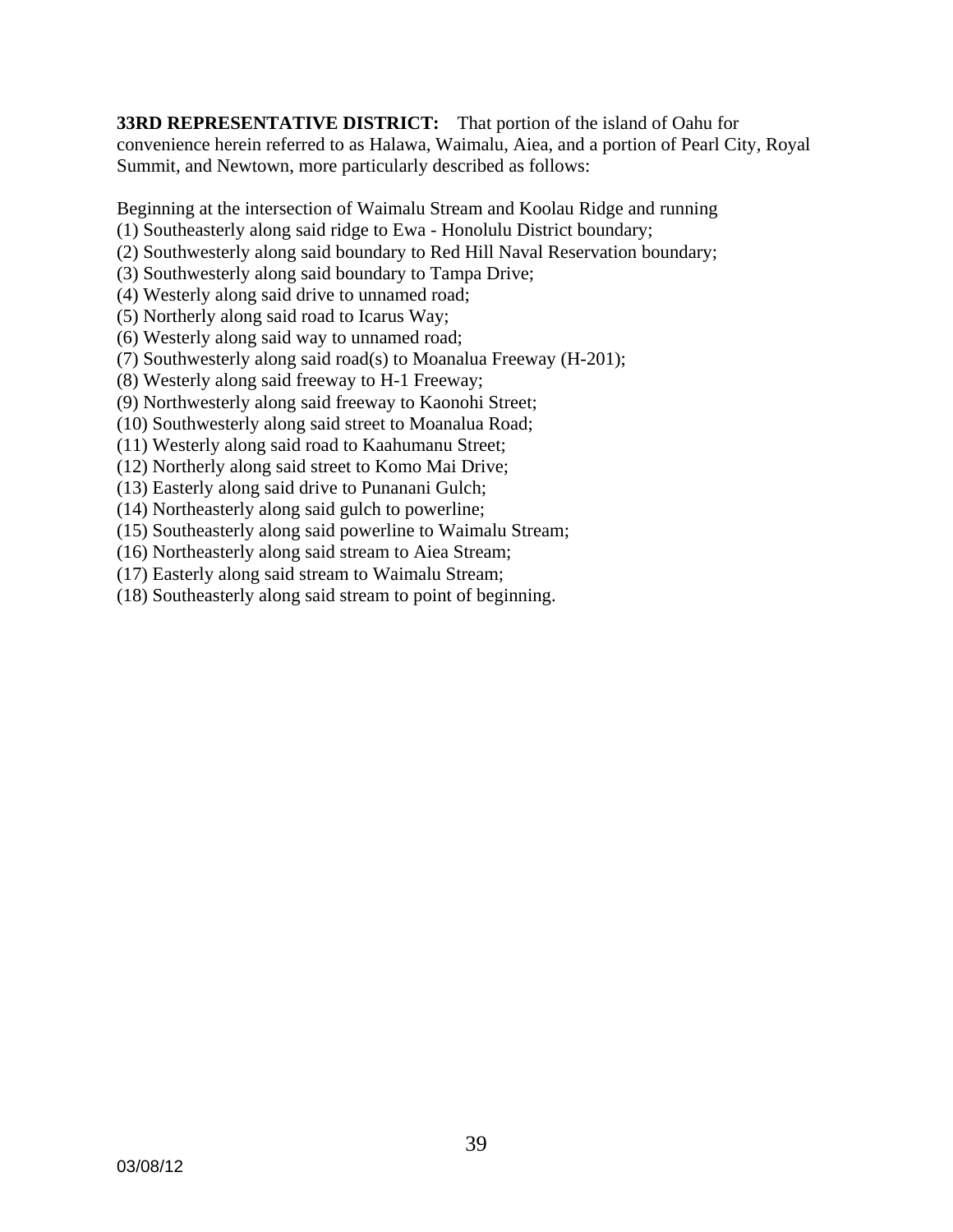**33RD REPRESENTATIVE DISTRICT:** That portion of the island of Oahu for convenience herein referred to as Halawa, Waimalu, Aiea, and a portion of Pearl City, Royal Summit, and Newtown, more particularly described as follows:

Beginning at the intersection of Waimalu Stream and Koolau Ridge and running
(1) Southeasterly along said ridge to Ewa - Honolulu District boundary;
(2) Southwesterly along said boundary to Red Hill Naval Reservation boundary;
(3) Southwesterly along said boundary to Tampa Drive;
(4) Westerly along said drive to unnamed road;
(5) Northerly along said road to Icarus Way;
(6) Westerly along said way to unnamed road;
(7) Southwesterly along said road(s) to Moanalua Freeway (H-201);
(8) Westerly along said freeway to H-1 Freeway;
(9) Northwesterly along said freeway to Kaonohi Street;
(10) Southwesterly along said street to Moanalua Road;
(11) Westerly along said road to Kaahumanu Street;
(12) Northerly along said street to Komo Mai Drive;
(13) Easterly along said drive to Punanani Gulch;
(14) Northeasterly along said gulch to powerline;
(15) Southeasterly along said powerline to Waimalu Stream;
(16) Northeasterly along said stream to Aiea Stream;
(17) Easterly along said stream to Waimalu Stream;
(18) Southeasterly along said stream to point of beginning.